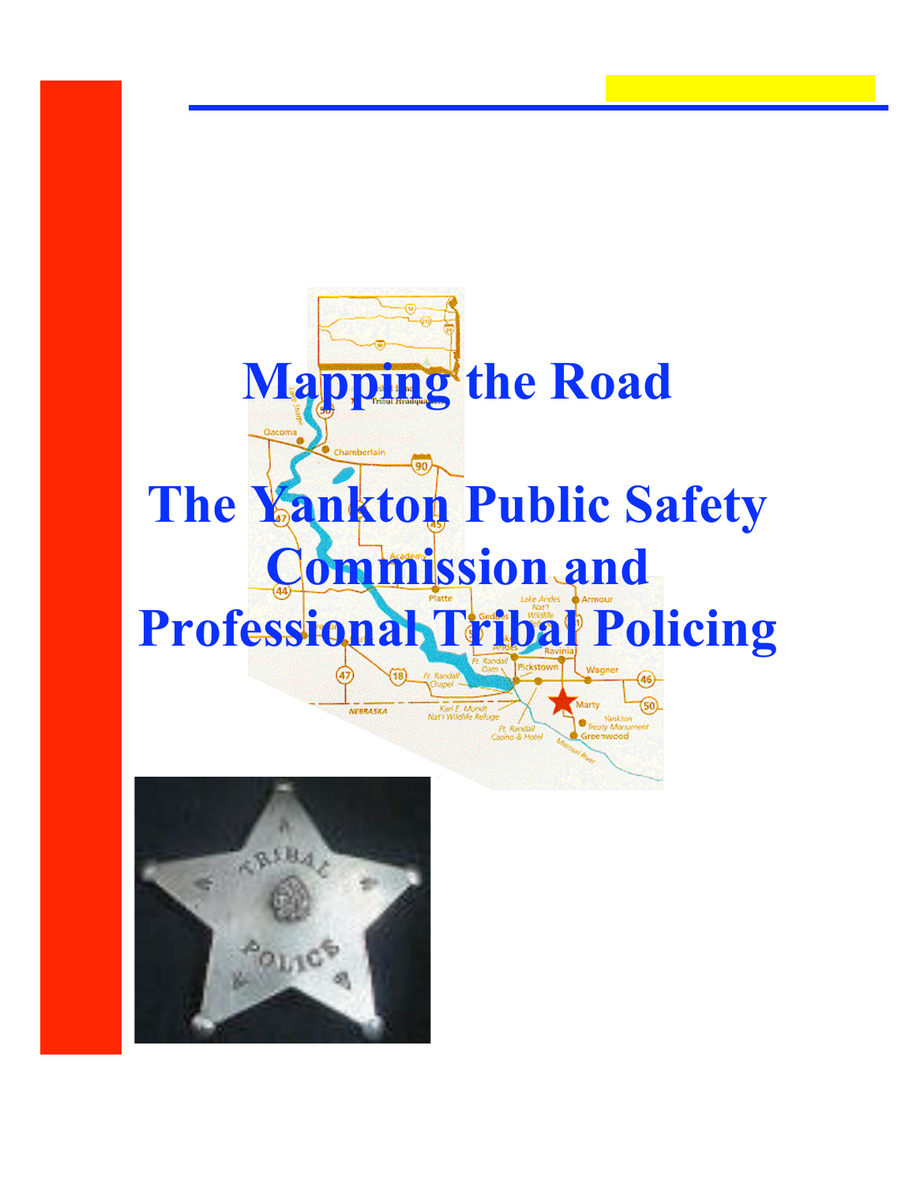# Mapping the Road

# The Yankton Public Safety Commission and Professional Tribal Policing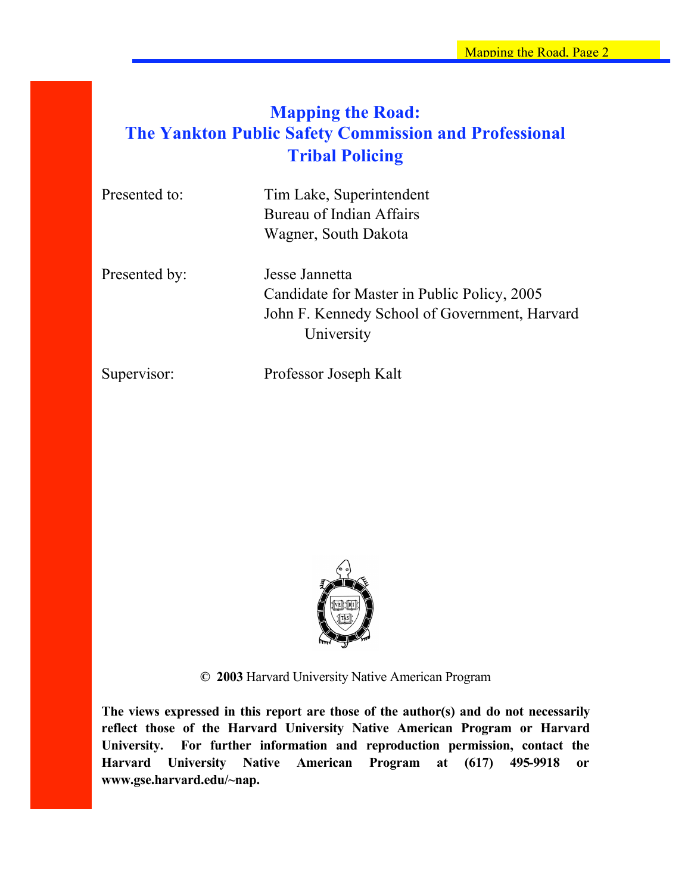# Mapping the Road:
# The Yankton Public Safety Commission and Professional Tribal Policing

Presented to: Tim Lake, Superintendent
Bureau of Indian Affairs
Wagner, South Dakota

Presented by: Jesse Jannetta
Candidate for Master in Public Policy, 2005
John F. Kennedy School of Government, Harvard University

Supervisor: Professor Joseph Kalt

© **2003** Harvard University Native American Program

**The views expressed in this report are those of the author(s) and do not necessarily reflect those of the Harvard University Native American Program or Harvard University. For further information and reproduction permission, contact the Harvard University Native American Program at (617) 495-9918 or www.gse.harvard.edu/~nap.**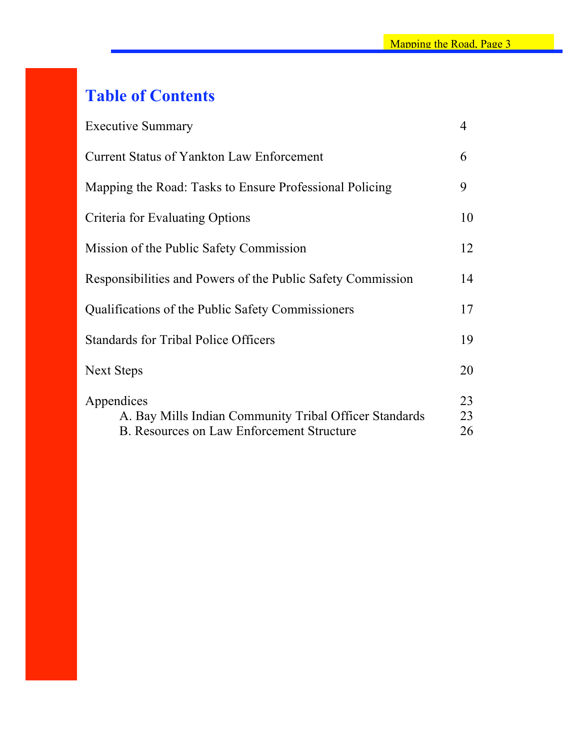# Table of Contents

| | |
|---|---|
| Executive Summary | 4 |
| Current Status of Yankton Law Enforcement | 6 |
| Mapping the Road: Tasks to Ensure Professional Policing | 9 |
| Criteria for Evaluating Options | 10 |
| Mission of the Public Safety Commission | 12 |
| Responsibilities and Powers of the Public Safety Commission | 14 |
| Qualifications of the Public Safety Commissioners | 17 |
| Standards for Tribal Police Officers | 19 |
| Next Steps | 20 |
| Appendices | 23 |
| A. Bay Mills Indian Community Tribal Officer Standards | 23 |
| B. Resources on Law Enforcement Structure | 26 |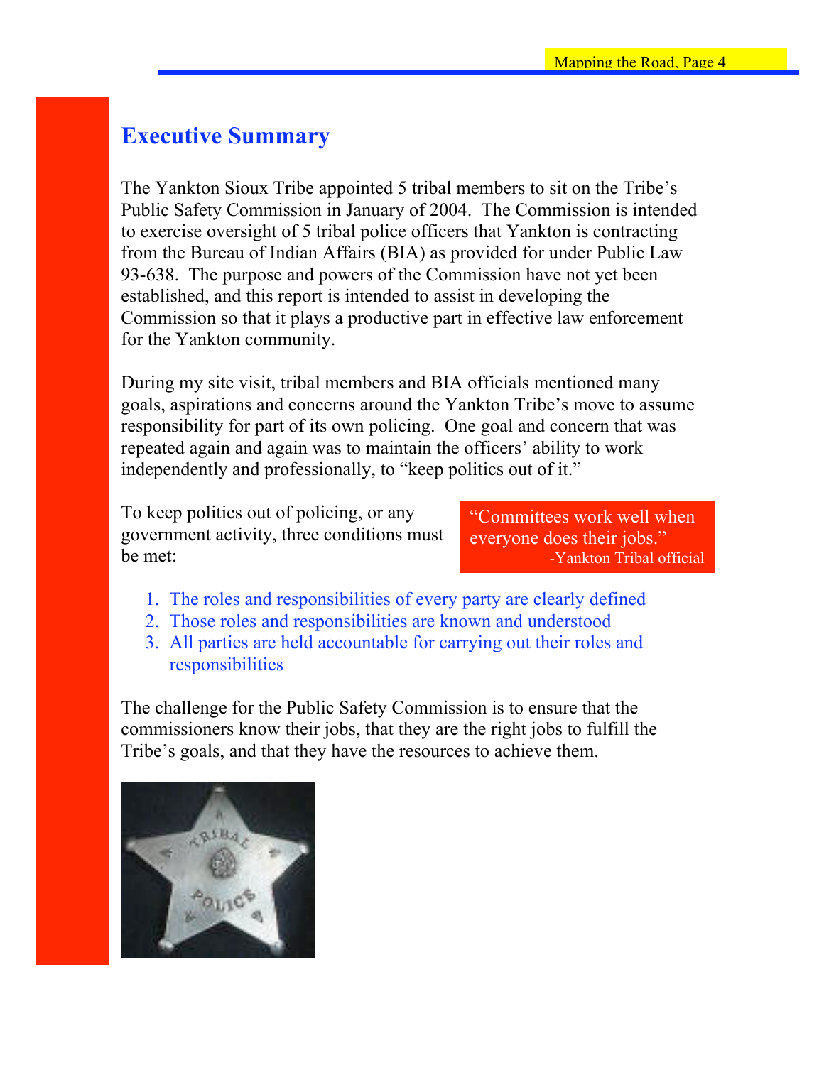## Executive Summary

The Yankton Sioux Tribe appointed 5 tribal members to sit on the Tribe's Public Safety Commission in January of 2004. The Commission is intended to exercise oversight of 5 tribal police officers that Yankton is contracting from the Bureau of Indian Affairs (BIA) as provided for under Public Law 93-638. The purpose and powers of the Commission have not yet been established, and this report is intended to assist in developing the Commission so that it plays a productive part in effective law enforcement for the Yankton community.

During my site visit, tribal members and BIA officials mentioned many goals, aspirations and concerns around the Yankton Tribe's move to assume responsibility for part of its own policing. One goal and concern that was repeated again and again was to maintain the officers' ability to work independently and professionally, to "keep politics out of it."

To keep politics out of policing, or any government activity, three conditions must be met:

> "Committees work well when everyone does their jobs."
> -Yankton Tribal official

1. The roles and responsibilities of every party are clearly defined
2. Those roles and responsibilities are known and understood
3. All parties are held accountable for carrying out their roles and responsibilities

The challenge for the Public Safety Commission is to ensure that the commissioners know their jobs, that they are the right jobs to fulfill the Tribe's goals, and that they have the resources to achieve them.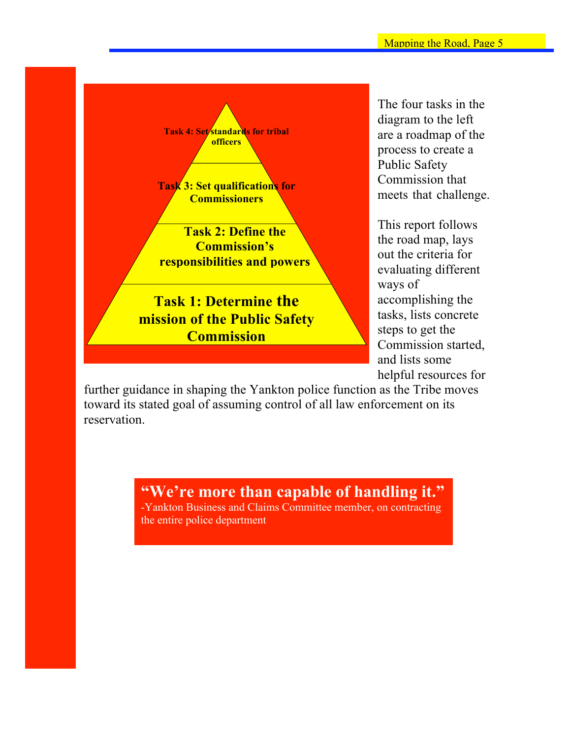Task 4: Set standards for tribal officers

Task 3: Set qualifications for Commissioners

Task 2: Define the Commission's responsibilities and powers

Task 1: Determine the mission of the Public Safety Commission

The four tasks in the diagram to the left are a roadmap of the process to create a Public Safety Commission that meets that challenge.

This report follows the road map, lays out the criteria for evaluating different ways of accomplishing the tasks, lists concrete steps to get the Commission started, and lists some helpful resources for further guidance in shaping the Yankton police function as the Tribe moves toward its stated goal of assuming control of all law enforcement on its reservation.

> **"We're more than capable of handling it."**
> -Yankton Business and Claims Committee member, on contracting the entire police department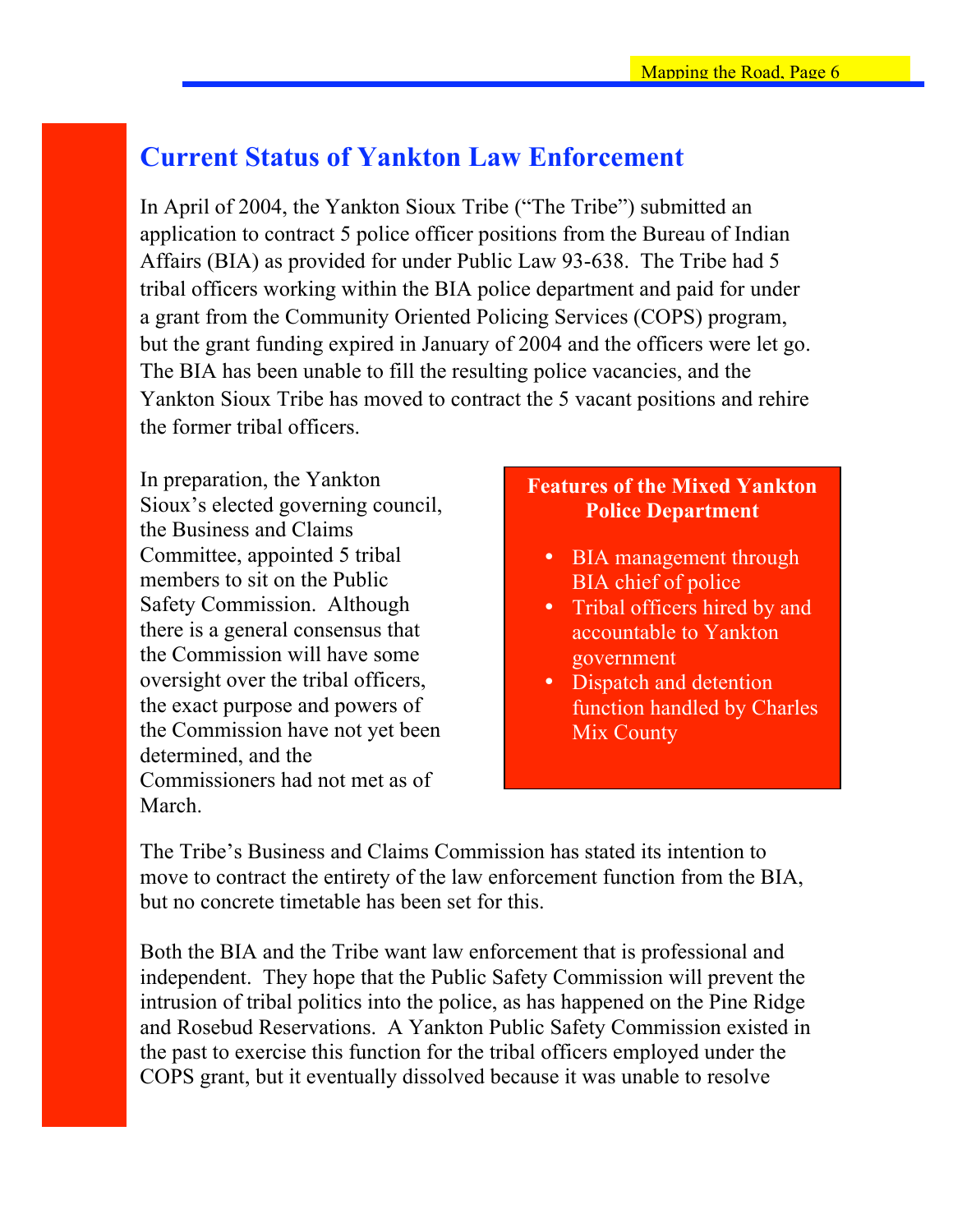## Current Status of Yankton Law Enforcement

In April of 2004, the Yankton Sioux Tribe ("The Tribe") submitted an application to contract 5 police officer positions from the Bureau of Indian Affairs (BIA) as provided for under Public Law 93-638. The Tribe had 5 tribal officers working within the BIA police department and paid for under a grant from the Community Oriented Policing Services (COPS) program, but the grant funding expired in January of 2004 and the officers were let go. The BIA has been unable to fill the resulting police vacancies, and the Yankton Sioux Tribe has moved to contract the 5 vacant positions and rehire the former tribal officers.

In preparation, the Yankton Sioux's elected governing council, the Business and Claims Committee, appointed 5 tribal members to sit on the Public Safety Commission. Although there is a general consensus that the Commission will have some oversight over the tribal officers, the exact purpose and powers of the Commission have not yet been determined, and the Commissioners had not met as of March.

**Features of the Mixed Yankton Police Department**

- BIA management through BIA chief of police
- Tribal officers hired by and accountable to Yankton government
- Dispatch and detention function handled by Charles Mix County

The Tribe's Business and Claims Commission has stated its intention to move to contract the entirety of the law enforcement function from the BIA, but no concrete timetable has been set for this.

Both the BIA and the Tribe want law enforcement that is professional and independent. They hope that the Public Safety Commission will prevent the intrusion of tribal politics into the police, as has happened on the Pine Ridge and Rosebud Reservations. A Yankton Public Safety Commission existed in the past to exercise this function for the tribal officers employed under the COPS grant, but it eventually dissolved because it was unable to resolve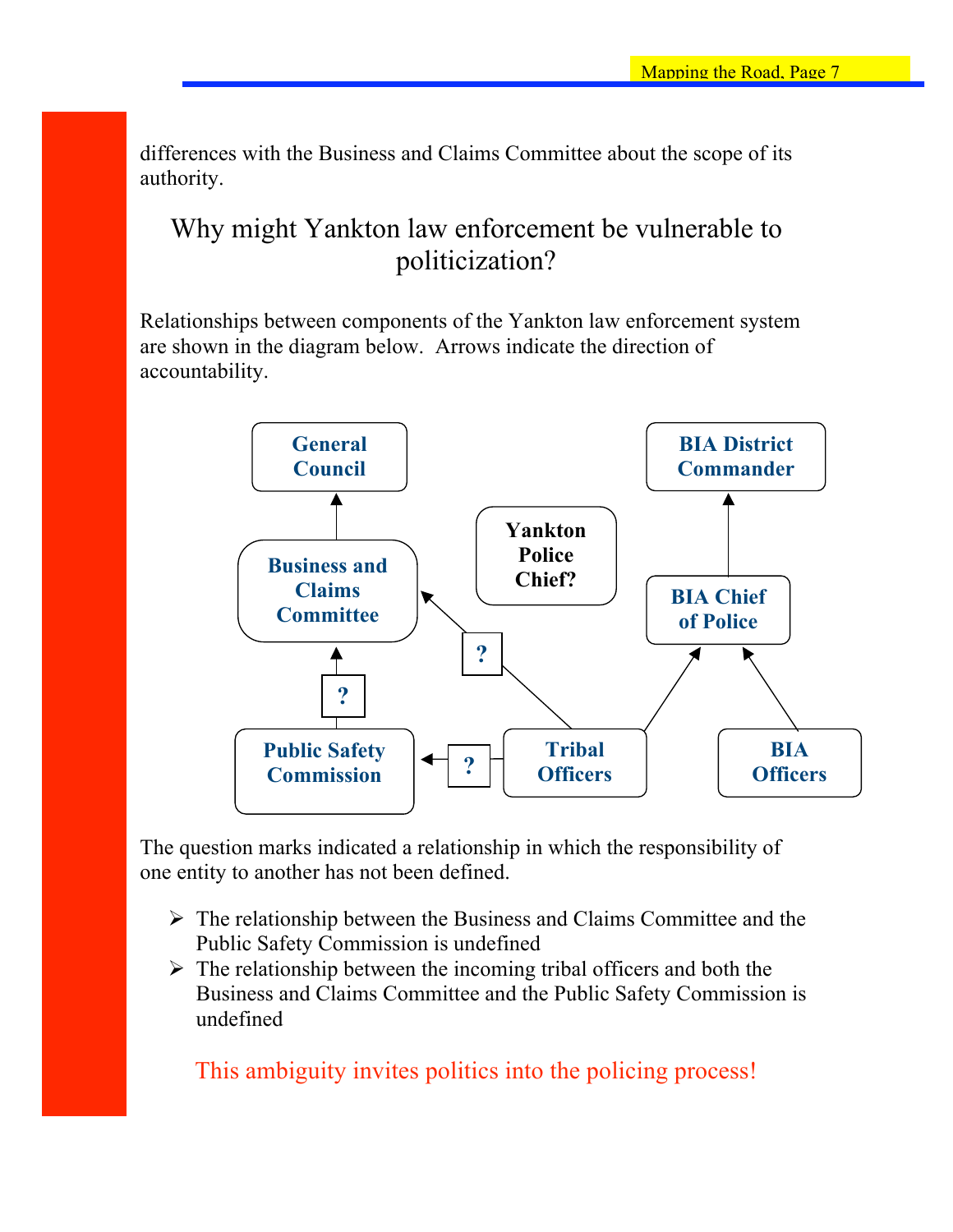differences with the Business and Claims Committee about the scope of its authority.

## Why might Yankton law enforcement be vulnerable to politicization?

Relationships between components of the Yankton law enforcement system are shown in the diagram below. Arrows indicate the direction of accountability.

General Council

Business and Claims Committee

Yankton Police Chief?

BIA District Commander

BIA Chief of Police

?

?

?

Public Safety Commission

Tribal Officers

BIA Officers

The question marks indicated a relationship in which the responsibility of one entity to another has not been defined.

- The relationship between the Business and Claims Committee and the Public Safety Commission is undefined
- The relationship between the incoming tribal officers and both the Business and Claims Committee and the Public Safety Commission is undefined

This ambiguity invites politics into the policing process!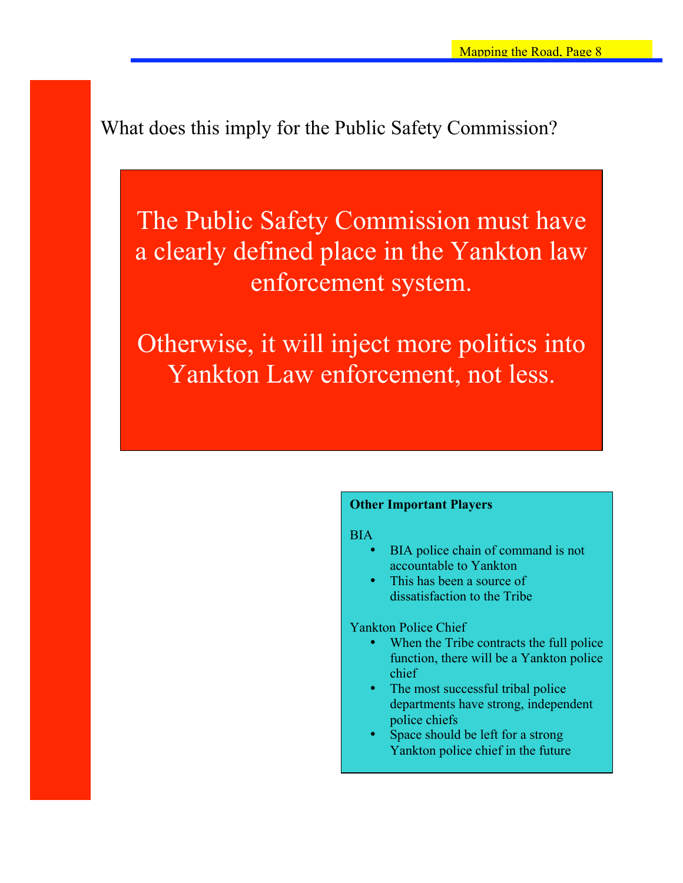What does this imply for the Public Safety Commission?

**The Public Safety Commission must have a clearly defined place in the Yankton law enforcement system.**

**Otherwise, it will inject more politics into Yankton Law enforcement, not less.**

**Other Important Players**

BIA

- BIA police chain of command is not accountable to Yankton
- This has been a source of dissatisfaction to the Tribe

Yankton Police Chief

- When the Tribe contracts the full police function, there will be a Yankton police chief
- The most successful tribal police departments have strong, independent police chiefs
- Space should be left for a strong Yankton police chief in the future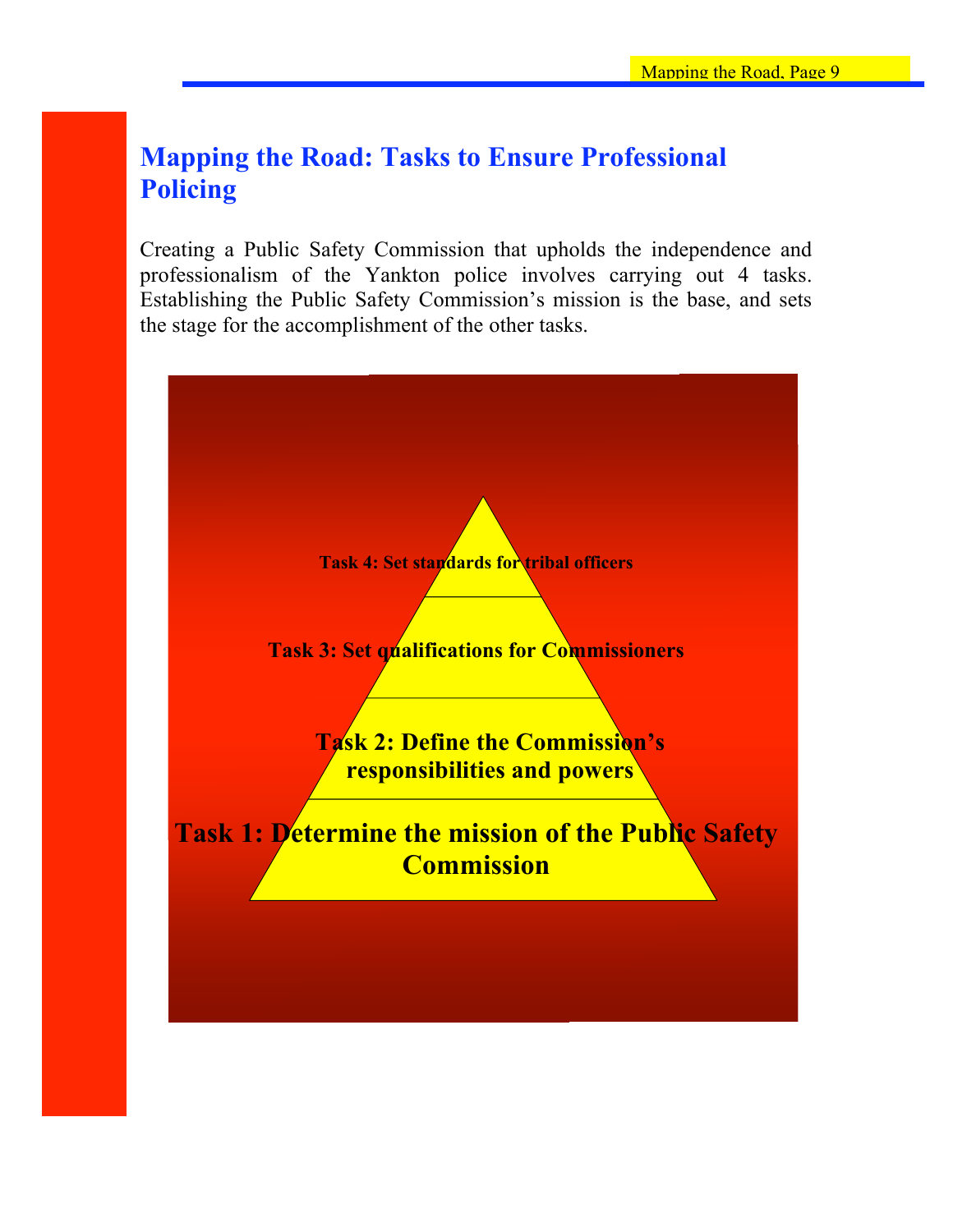## Mapping the Road: Tasks to Ensure Professional Policing

Creating a Public Safety Commission that upholds the independence and professionalism of the Yankton police involves carrying out 4 tasks. Establishing the Public Safety Commission's mission is the base, and sets the stage for the accomplishment of the other tasks.

**Task 4: Set standards for tribal officers**

**Task 3: Set qualifications for Commissioners**

**Task 2: Define the Commission's responsibilities and powers**

**Task 1: Determine the mission of the Public Safety Commission**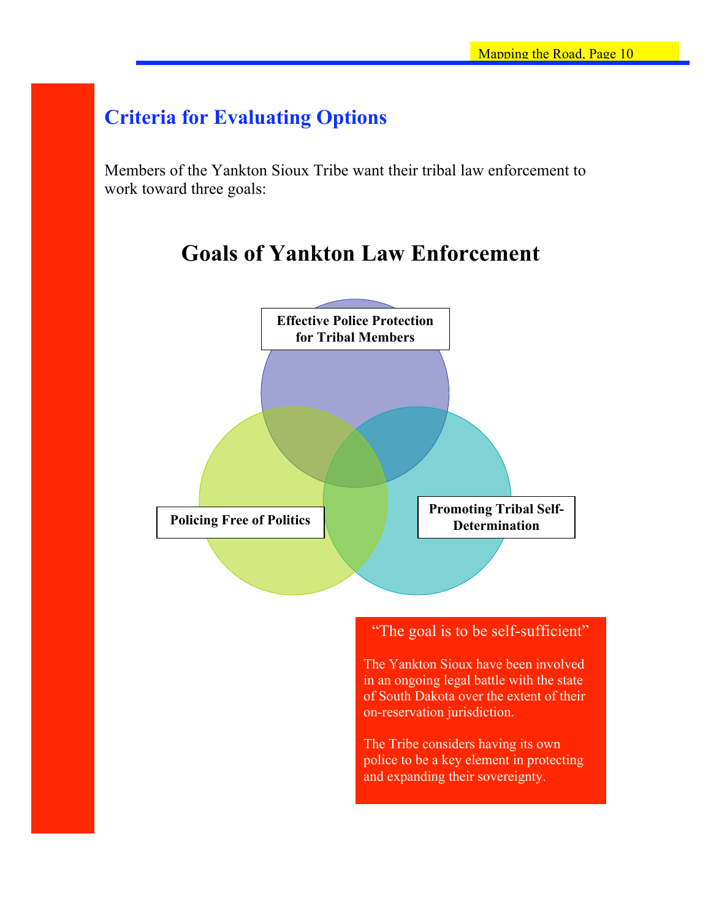## Criteria for Evaluating Options

Members of the Yankton Sioux Tribe want their tribal law enforcement to work toward three goals:

### Goals of Yankton Law Enforcement

**Effective Police Protection for Tribal Members**

**Policing Free of Politics**

**Promoting Tribal Self-Determination**

> "The goal is to be self-sufficient"
>
> The Yankton Sioux have been involved in an ongoing legal battle with the state of South Dakota over the extent of their on-reservation jurisdiction.
>
> The Tribe considers having its own police to be a key element in protecting and expanding their sovereignty.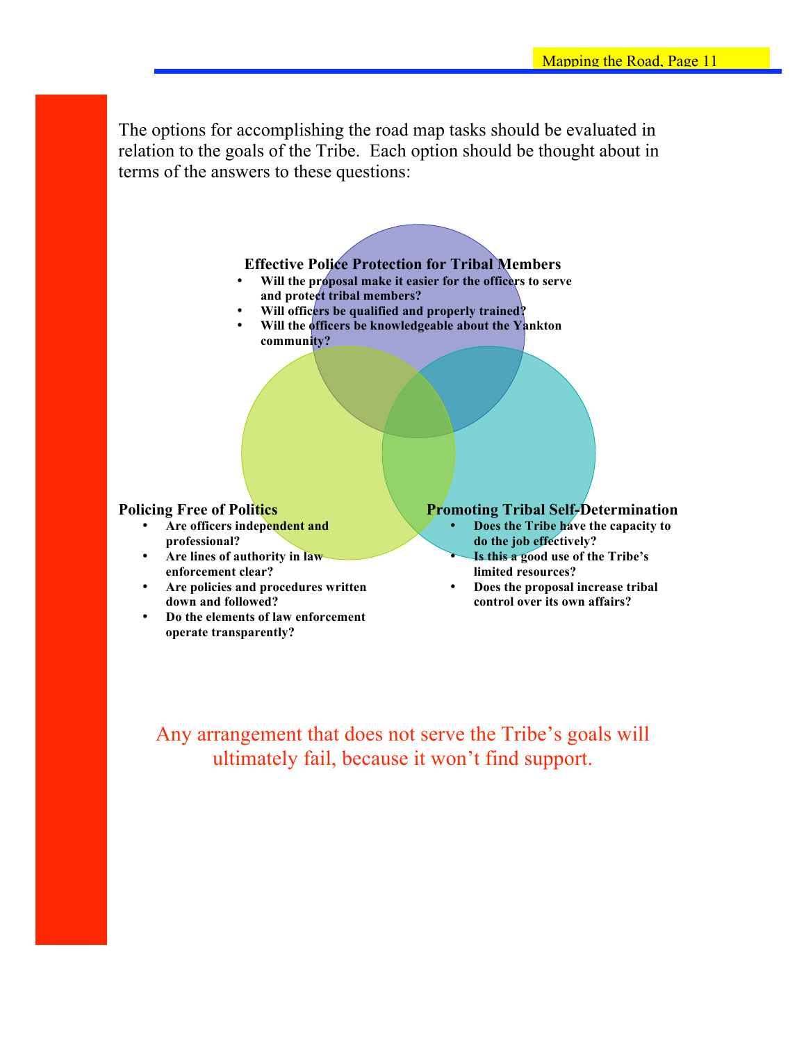The options for accomplishing the road map tasks should be evaluated in relation to the goals of the Tribe. Each option should be thought about in terms of the answers to these questions:

**Effective Police Protection for Tribal Members**

- **Will the proposal make it easier for the officers to serve and protect tribal members?**
- **Will officers be qualified and properly trained?**
- **Will the officers be knowledgeable about the Yankton community?**

**Policing Free of Politics**

- **Are officers independent and professional?**
- **Are lines of authority in law enforcement clear?**
- **Are policies and procedures written down and followed?**
- **Do the elements of law enforcement operate transparently?**

**Promoting Tribal Self-Determination**

- **Does the Tribe have the capacity to do the job effectively?**
- **Is this a good use of the Tribe's limited resources?**
- **Does the proposal increase tribal control over its own affairs?**

Any arrangement that does not serve the Tribe's goals will ultimately fail, because it won't find support.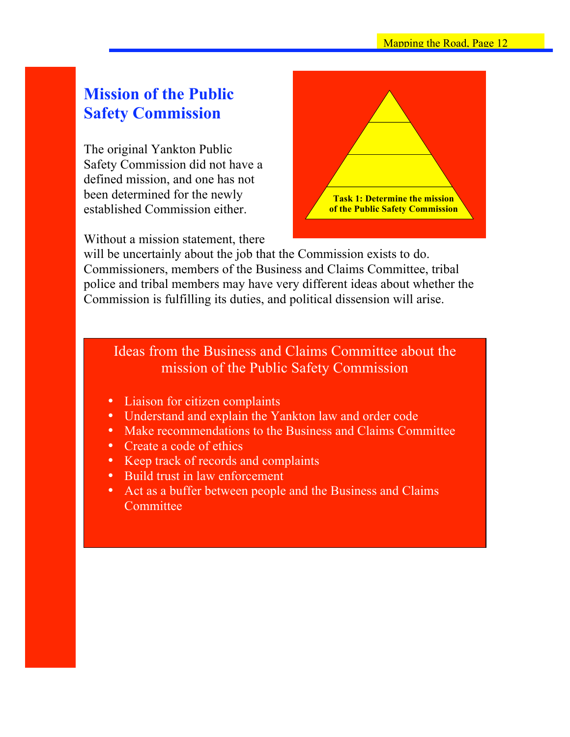## Mission of the Public Safety Commission

Task 1: Determine the mission of the Public Safety Commission

The original Yankton Public Safety Commission did not have a defined mission, and one has not been determined for the newly established Commission either.

Without a mission statement, there will be uncertainly about the job that the Commission exists to do. Commissioners, members of the Business and Claims Committee, tribal police and tribal members may have very different ideas about whether the Commission is fulfilling its duties, and political dissension will arise.

### Ideas from the Business and Claims Committee about the mission of the Public Safety Commission

- Liaison for citizen complaints
- Understand and explain the Yankton law and order code
- Make recommendations to the Business and Claims Committee
- Create a code of ethics
- Keep track of records and complaints
- Build trust in law enforcement
- Act as a buffer between people and the Business and Claims Committee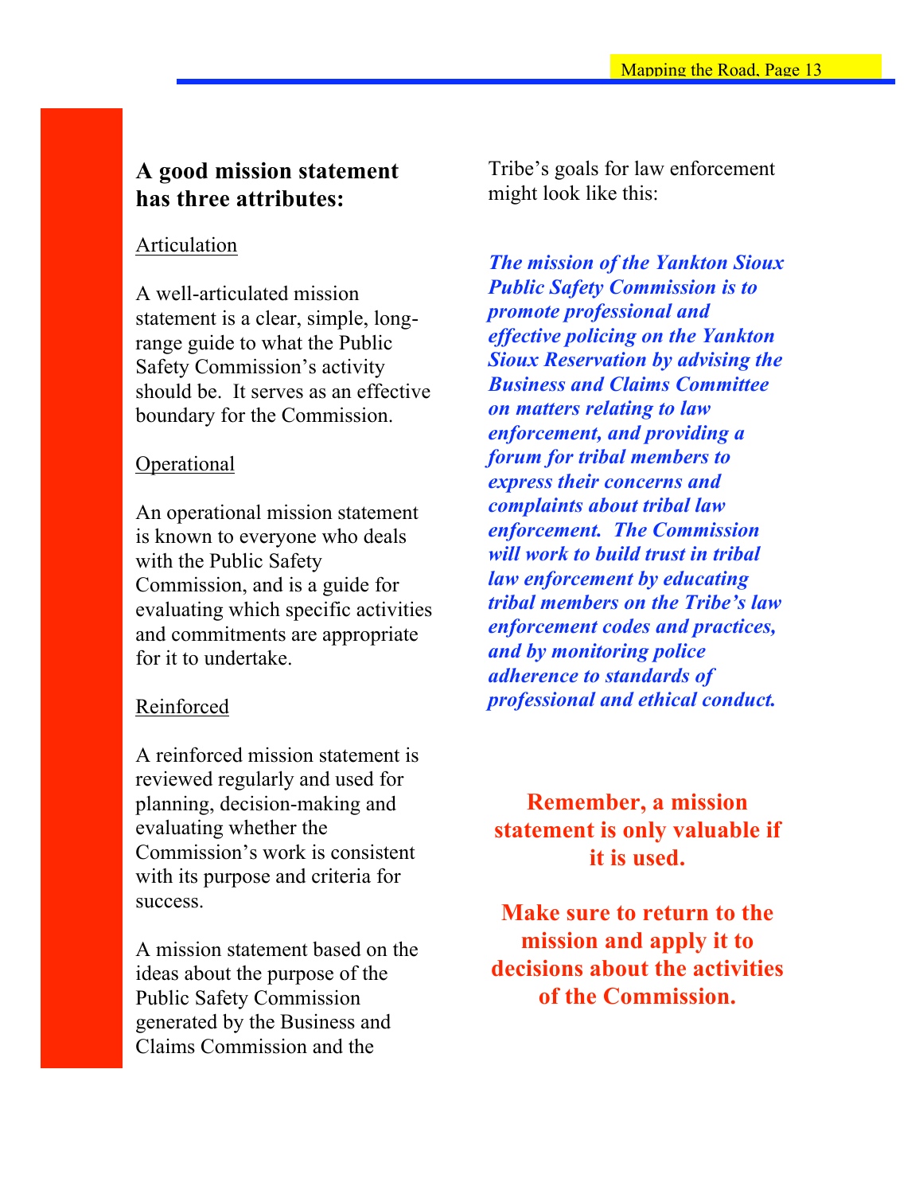## A good mission statement has three attributes:

Articulation

A well-articulated mission statement is a clear, simple, long-range guide to what the Public Safety Commission's activity should be. It serves as an effective boundary for the Commission.

Operational

An operational mission statement is known to everyone who deals with the Public Safety Commission, and is a guide for evaluating which specific activities and commitments are appropriate for it to undertake.

Reinforced

A reinforced mission statement is reviewed regularly and used for planning, decision-making and evaluating whether the Commission's work is consistent with its purpose and criteria for success.

A mission statement based on the ideas about the purpose of the Public Safety Commission generated by the Business and Claims Commission and the Tribe's goals for law enforcement might look like this:

***The mission of the Yankton Sioux Public Safety Commission is to promote professional and effective policing on the Yankton Sioux Reservation by advising the Business and Claims Committee on matters relating to law enforcement, and providing a forum for tribal members to express their concerns and complaints about tribal law enforcement. The Commission will work to build trust in tribal law enforcement by educating tribal members on the Tribe's law enforcement codes and practices, and by monitoring police adherence to standards of professional and ethical conduct.***

**Remember, a mission statement is only valuable if it is used.**

**Make sure to return to the mission and apply it to decisions about the activities of the Commission.**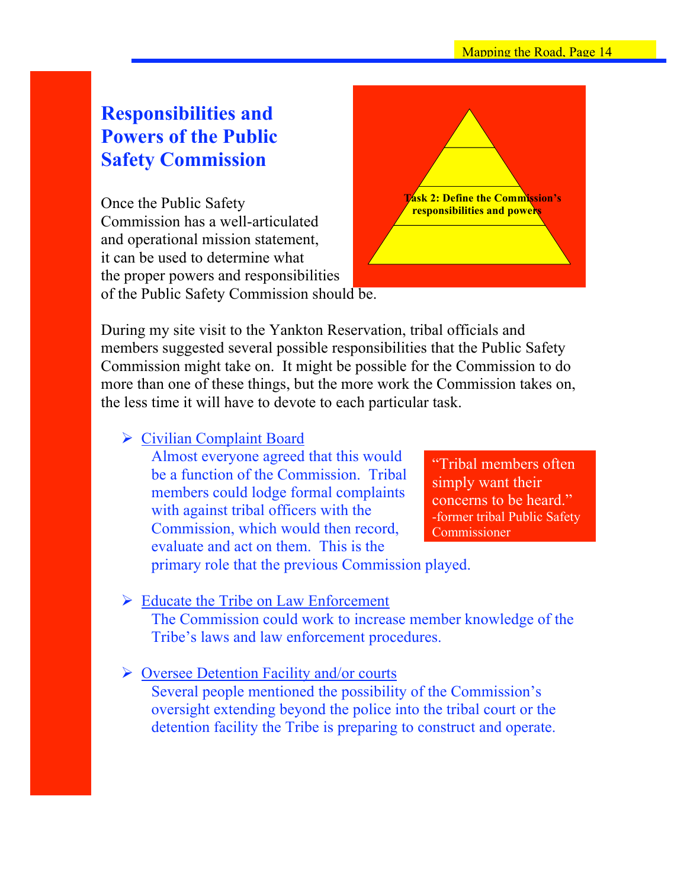## Responsibilities and Powers of the Public Safety Commission

Task 2: Define the Commission's responsibilities and powers

Once the Public Safety Commission has a well-articulated and operational mission statement, it can be used to determine what the proper powers and responsibilities of the Public Safety Commission should be.

During my site visit to the Yankton Reservation, tribal officials and members suggested several possible responsibilities that the Public Safety Commission might take on. It might be possible for the Commission to do more than one of these things, but the more work the Commission takes on, the less time it will have to devote to each particular task.

- Civilian Complaint Board
  
  Almost everyone agreed that this would be a function of the Commission. Tribal members could lodge formal complaints with against tribal officers with the Commission, which would then record, evaluate and act on them. This is the primary role that the previous Commission played.

> "Tribal members often simply want their concerns to be heard."
> -former tribal Public Safety Commissioner

- Educate the Tribe on Law Enforcement
  
  The Commission could work to increase member knowledge of the Tribe's laws and law enforcement procedures.

- Oversee Detention Facility and/or courts
  
  Several people mentioned the possibility of the Commission's oversight extending beyond the police into the tribal court or the detention facility the Tribe is preparing to construct and operate.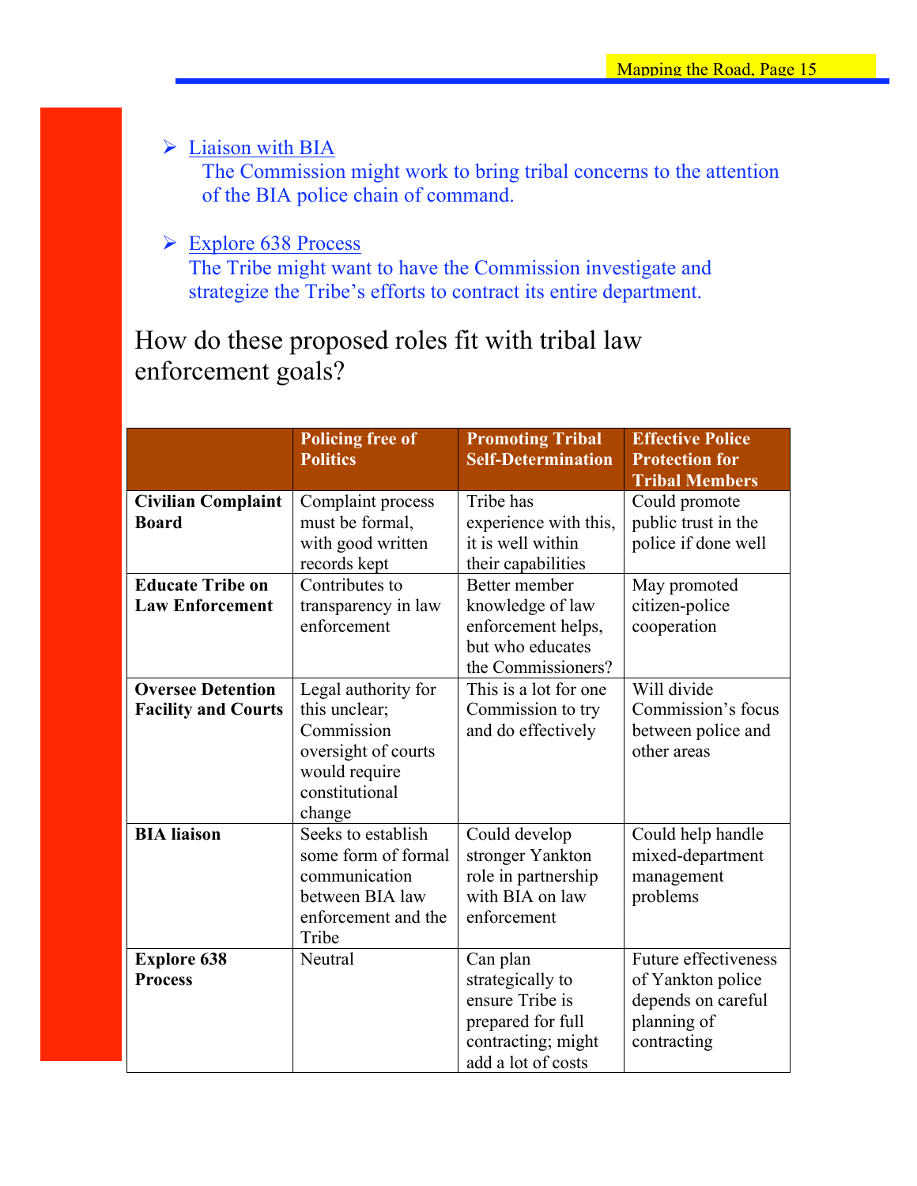- Liaison with BIA
  The Commission might work to bring tribal concerns to the attention of the BIA police chain of command.

- Explore 638 Process
  The Tribe might want to have the Commission investigate and strategize the Tribe's efforts to contract its entire department.

## How do these proposed roles fit with tribal law enforcement goals?

| | Policing free of Politics | Promoting Tribal Self-Determination | Effective Police Protection for Tribal Members |
|---|---|---|---|
| **Civilian Complaint Board** | Complaint process must be formal, with good written records kept | Tribe has experience with this, it is well within their capabilities | Could promote public trust in the police if done well |
| **Educate Tribe on Law Enforcement** | Contributes to transparency in law enforcement | Better member knowledge of law enforcement helps, but who educates the Commissioners? | May promoted citizen-police cooperation |
| **Oversee Detention Facility and Courts** | Legal authority for this unclear; Commission oversight of courts would require constitutional change | This is a lot for one Commission to try and do effectively | Will divide Commission's focus between police and other areas |
| **BIA liaison** | Seeks to establish some form of formal communication between BIA law enforcement and the Tribe | Could develop stronger Yankton role in partnership with BIA on law enforcement | Could help handle mixed-department management problems |
| **Explore 638 Process** | Neutral | Can plan strategically to ensure Tribe is prepared for full contracting; might add a lot of costs | Future effectiveness of Yankton police depends on careful planning of contracting |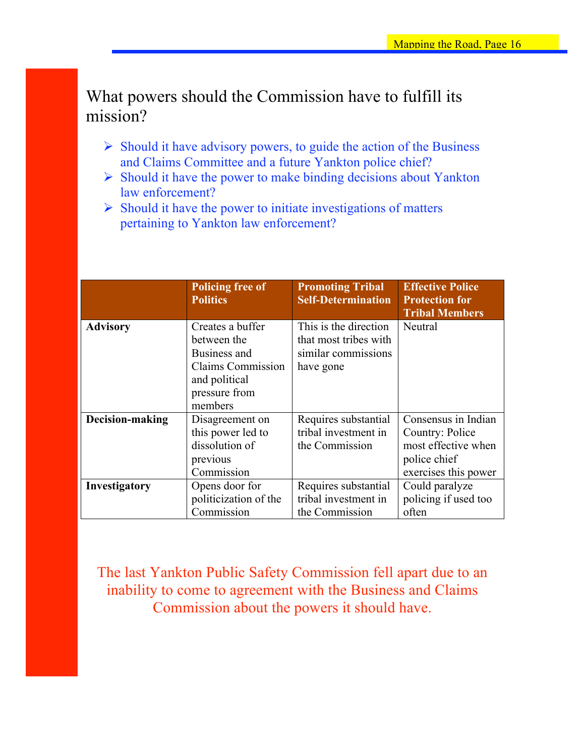# What powers should the Commission have to fulfill its mission?

- Should it have advisory powers, to guide the action of the Business and Claims Committee and a future Yankton police chief?
- Should it have the power to make binding decisions about Yankton law enforcement?
- Should it have the power to initiate investigations of matters pertaining to Yankton law enforcement?

| | Policing free of Politics | Promoting Tribal Self-Determination | Effective Police Protection for Tribal Members |
|---|---|---|---|
| **Advisory** | Creates a buffer between the Business and Claims Commission and political pressure from members | This is the direction that most tribes with similar commissions have gone | Neutral |
| **Decision-making** | Disagreement on this power led to dissolution of previous Commission | Requires substantial tribal investment in the Commission | Consensus in Indian Country: Police most effective when police chief exercises this power |
| **Investigatory** | Opens door for politicization of the Commission | Requires substantial tribal investment in the Commission | Could paralyze policing if used too often |

The last Yankton Public Safety Commission fell apart due to an inability to come to agreement with the Business and Claims Commission about the powers it should have.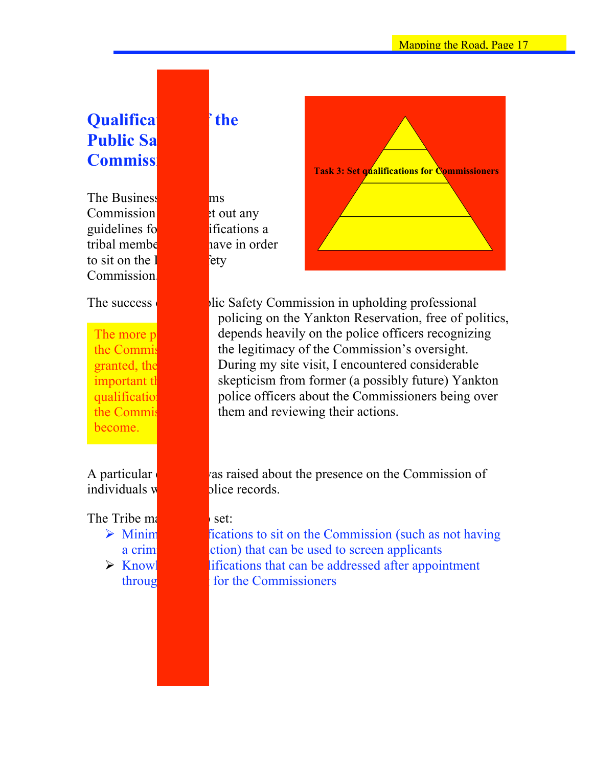# Qualificat f the Public Sa Commiss

Task 3: Set qualifications for Commissioners

The Business ms Commission et out any guidelines fo ifications a tribal membe have in order to sit on the fety Commission.

The success blic Safety Commission in upholding professional policing on the Yankton Reservation, free of politics, depends heavily on the police officers recognizing the legitimacy of the Commission's oversight. During my site visit, I encountered considerable skepticism from former (a possibly future) Yankton police officers about the Commissioners being over them and reviewing their actions.

> The more p the Commis granted, the important th qualificatio the Commis become.

A particular was raised about the presence on the Commission of individuals w olice records.

The Tribe ma set:

- Minim fications to sit on the Commission (such as not having a crim ction) that can be used to screen applicants
- Knowl ifications that can be addressed after appointment throug for the Commissioners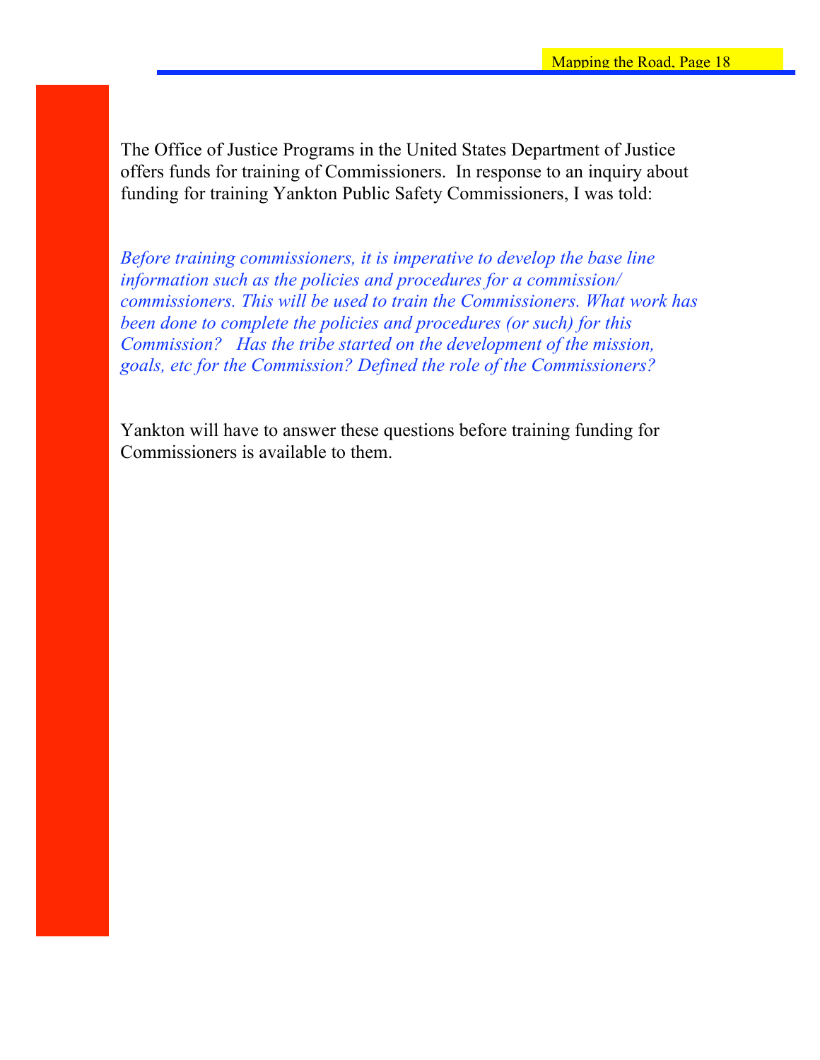The Office of Justice Programs in the United States Department of Justice offers funds for training of Commissioners. In response to an inquiry about funding for training Yankton Public Safety Commissioners, I was told:

*Before training commissioners, it is imperative to develop the base line information such as the policies and procedures for a commission/ commissioners. This will be used to train the Commissioners. What work has been done to complete the policies and procedures (or such) for this Commission? Has the tribe started on the development of the mission, goals, etc for the Commission? Defined the role of the Commissioners?*

Yankton will have to answer these questions before training funding for Commissioners is available to them.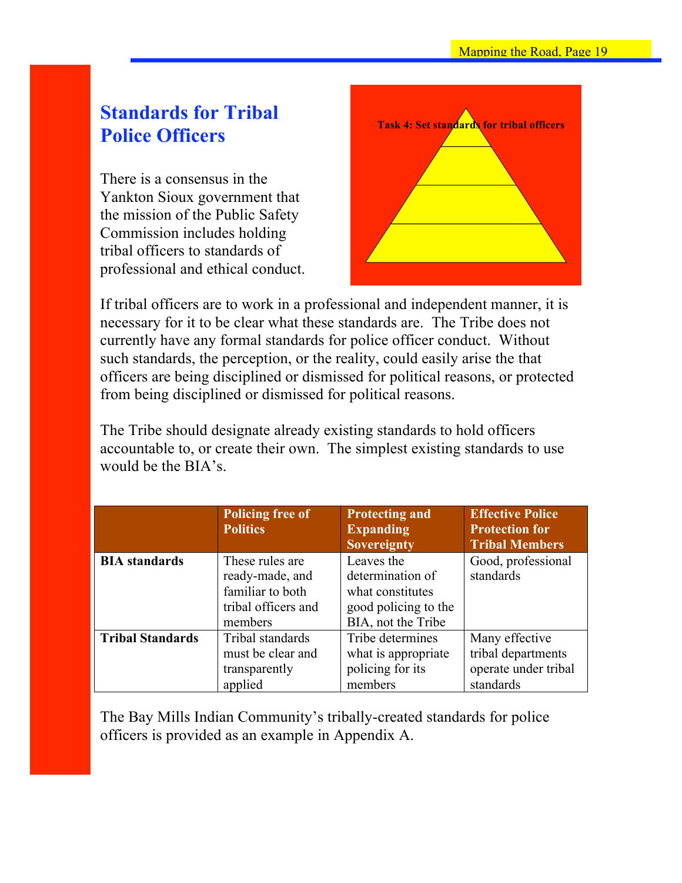## Standards for Tribal Police Officers

Task 4: Set standards for tribal officers

There is a consensus in the Yankton Sioux government that the mission of the Public Safety Commission includes holding tribal officers to standards of professional and ethical conduct.

If tribal officers are to work in a professional and independent manner, it is necessary for it to be clear what these standards are. The Tribe does not currently have any formal standards for police officer conduct. Without such standards, the perception, or the reality, could easily arise the that officers are being disciplined or dismissed for political reasons, or protected from being disciplined or dismissed for political reasons.

The Tribe should designate already existing standards to hold officers accountable to, or create their own. The simplest existing standards to use would be the BIA's.

| | Policing free of Politics | Protecting and Expanding Sovereignty | Effective Police Protection for Tribal Members |
|---|---|---|---|
| **BIA standards** | These rules are ready-made, and familiar to both tribal officers and members | Leaves the determination of what constitutes good policing to the BIA, not the Tribe | Good, professional standards |
| **Tribal Standards** | Tribal standards must be clear and transparently applied | Tribe determines what is appropriate policing for its members | Many effective tribal departments operate under tribal standards |

The Bay Mills Indian Community's tribally-created standards for police officers is provided as an example in Appendix A.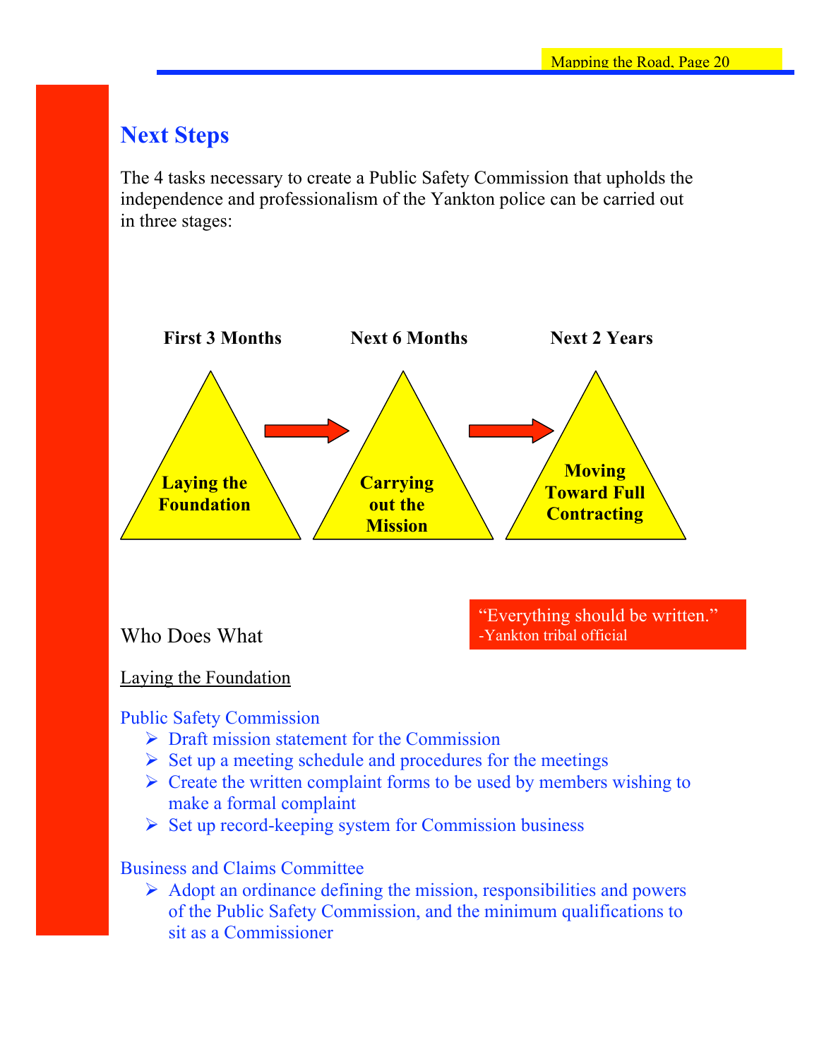## Next Steps

The 4 tasks necessary to create a Public Safety Commission that upholds the independence and professionalism of the Yankton police can be carried out in three stages:

**First 3 Months** → **Next 6 Months** → **Next 2 Years**

**Laying the Foundation** → **Carrying out the Mission** → **Moving Toward Full Contracting**

> "Everything should be written."
> -Yankton tribal official

Who Does What

Laying the Foundation

Public Safety Commission

- Draft mission statement for the Commission
- Set up a meeting schedule and procedures for the meetings
- Create the written complaint forms to be used by members wishing to make a formal complaint
- Set up record-keeping system for Commission business

Business and Claims Committee

- Adopt an ordinance defining the mission, responsibilities and powers of the Public Safety Commission, and the minimum qualifications to sit as a Commissioner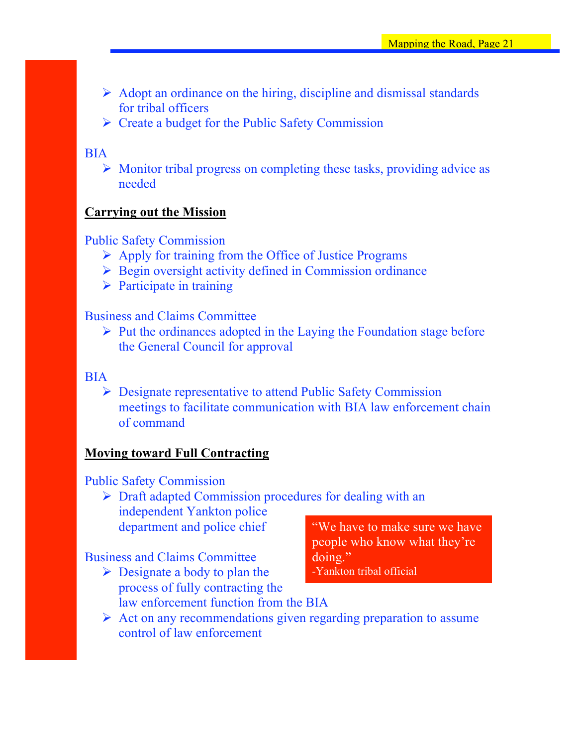- Adopt an ordinance on the hiring, discipline and dismissal standards for tribal officers
- Create a budget for the Public Safety Commission

BIA

- Monitor tribal progress on completing these tasks, providing advice as needed

**Carrying out the Mission**

Public Safety Commission

- Apply for training from the Office of Justice Programs
- Begin oversight activity defined in Commission ordinance
- Participate in training

Business and Claims Committee

- Put the ordinances adopted in the Laying the Foundation stage before the General Council for approval

BIA

- Designate representative to attend Public Safety Commission meetings to facilitate communication with BIA law enforcement chain of command

**Moving toward Full Contracting**

Public Safety Commission

- Draft adapted Commission procedures for dealing with an independent Yankton police department and police chief

Business and Claims Committee

- Designate a body to plan the process of fully contracting the law enforcement function from the BIA
- Act on any recommendations given regarding preparation to assume control of law enforcement

> "We have to make sure we have people who know what they're doing."
> -Yankton tribal official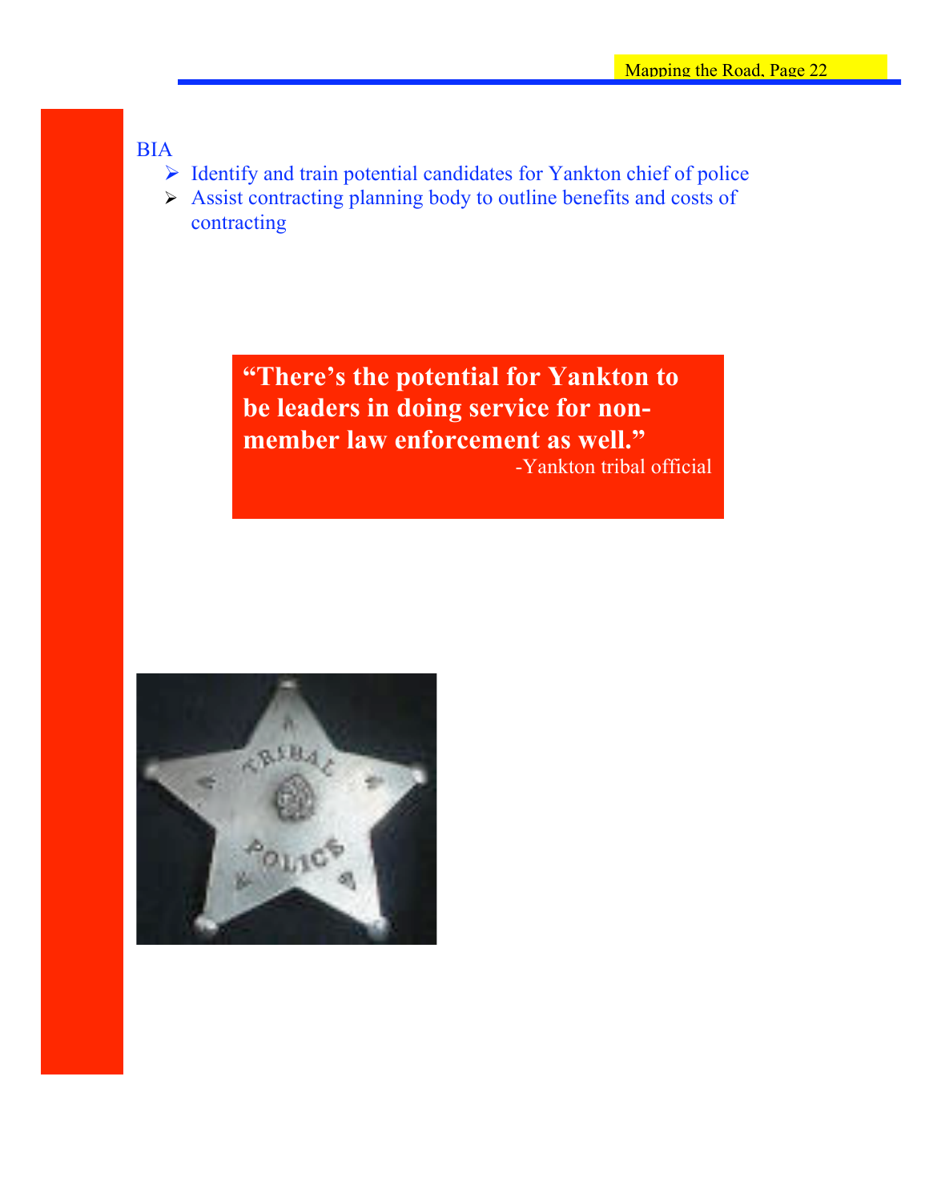BIA

- Identify and train potential candidates for Yankton chief of police
- Assist contracting planning body to outline benefits and costs of contracting

> **"There's the potential for Yankton to be leaders in doing service for non-member law enforcement as well."**
>
> -Yankton tribal official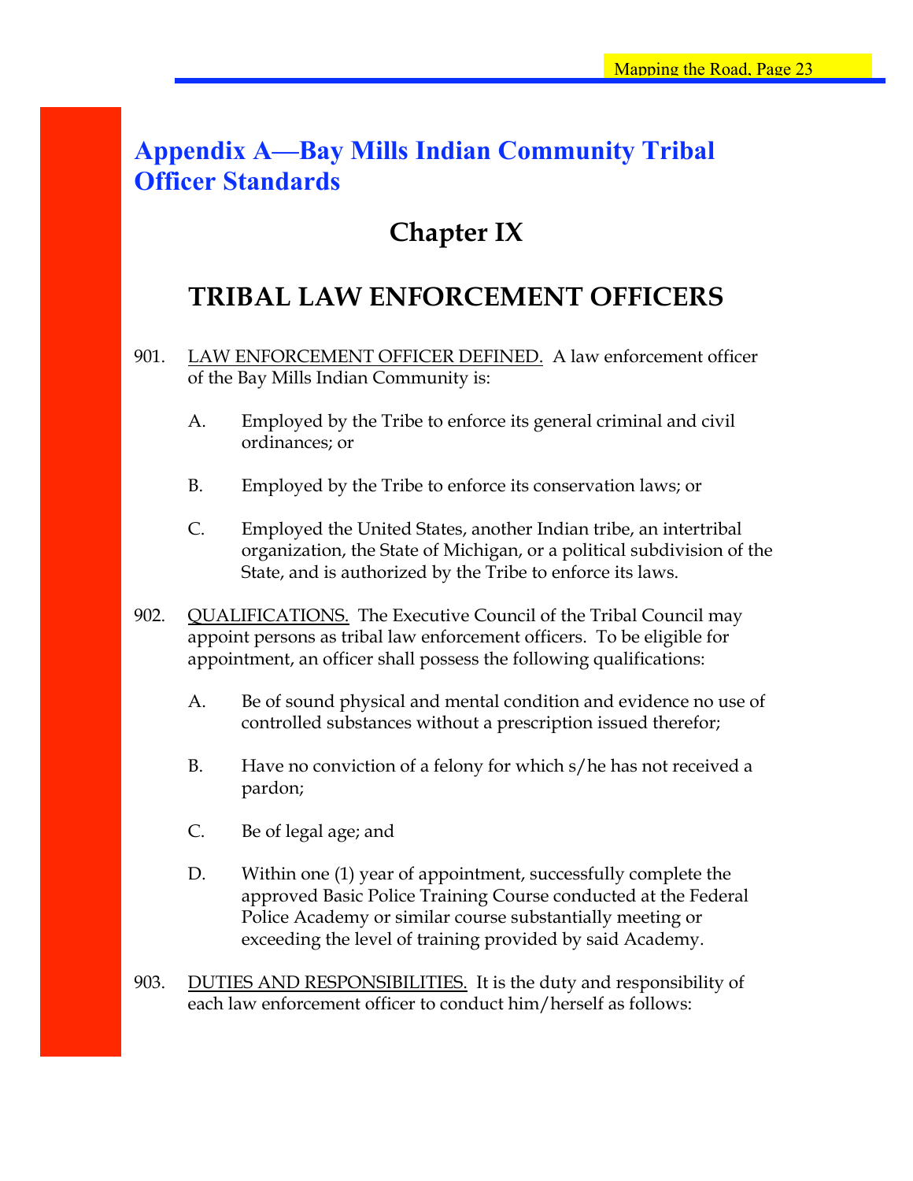# Appendix A—Bay Mills Indian Community Tribal Officer Standards

## Chapter IX

## TRIBAL LAW ENFORCEMENT OFFICERS

901. LAW ENFORCEMENT OFFICER DEFINED. A law enforcement officer of the Bay Mills Indian Community is:

   A. Employed by the Tribe to enforce its general criminal and civil ordinances; or

   B. Employed by the Tribe to enforce its conservation laws; or

   C. Employed the United States, another Indian tribe, an intertribal organization, the State of Michigan, or a political subdivision of the State, and is authorized by the Tribe to enforce its laws.

902. QUALIFICATIONS. The Executive Council of the Tribal Council may appoint persons as tribal law enforcement officers. To be eligible for appointment, an officer shall possess the following qualifications:

   A. Be of sound physical and mental condition and evidence no use of controlled substances without a prescription issued therefor;

   B. Have no conviction of a felony for which s/he has not received a pardon;

   C. Be of legal age; and

   D. Within one (1) year of appointment, successfully complete the approved Basic Police Training Course conducted at the Federal Police Academy or similar course substantially meeting or exceeding the level of training provided by said Academy.

903. DUTIES AND RESPONSIBILITIES. It is the duty and responsibility of each law enforcement officer to conduct him/herself as follows: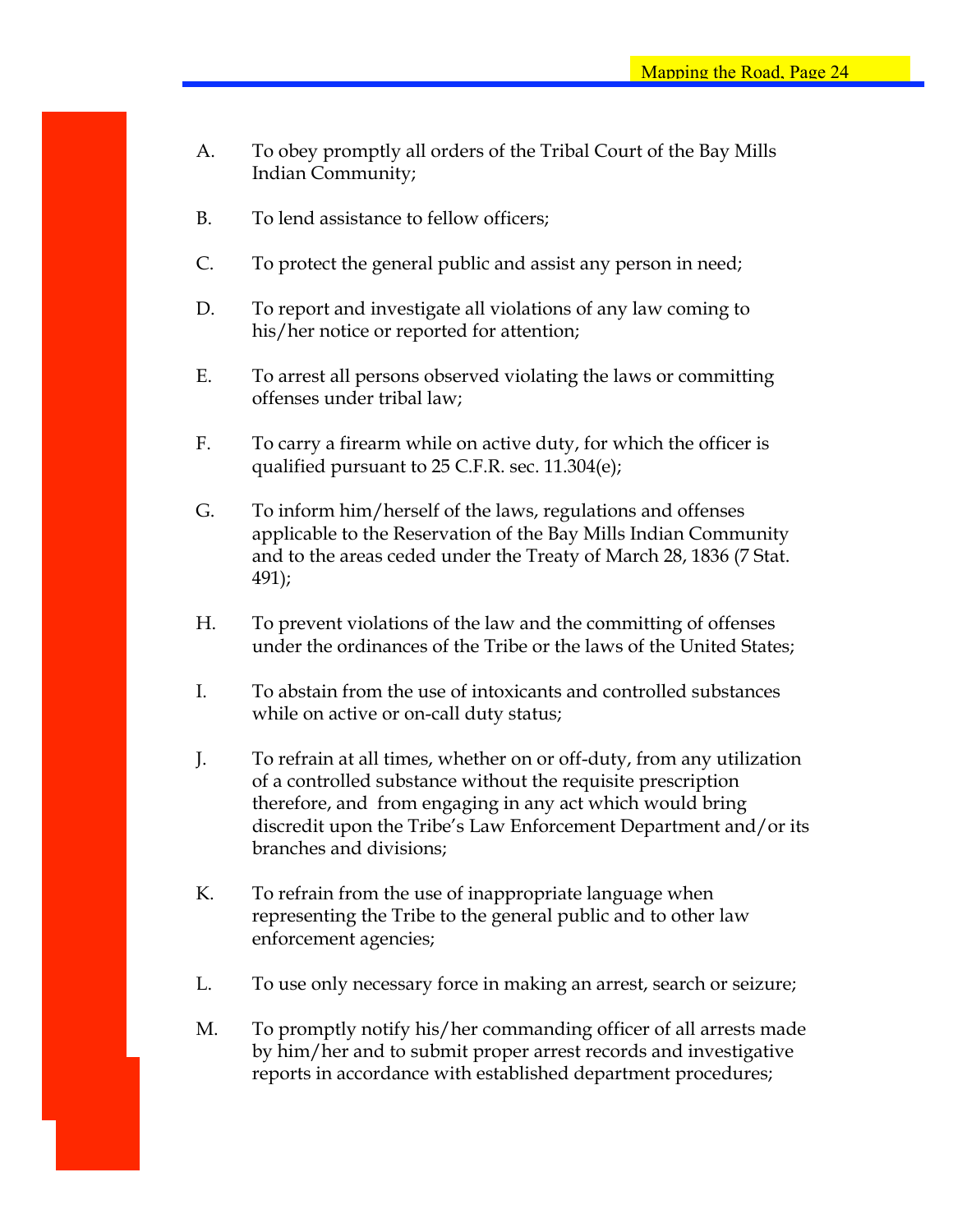A. To obey promptly all orders of the Tribal Court of the Bay Mills Indian Community;

B. To lend assistance to fellow officers;

C. To protect the general public and assist any person in need;

D. To report and investigate all violations of any law coming to his/her notice or reported for attention;

E. To arrest all persons observed violating the laws or committing offenses under tribal law;

F. To carry a firearm while on active duty, for which the officer is qualified pursuant to 25 C.F.R. sec. 11.304(e);

G. To inform him/herself of the laws, regulations and offenses applicable to the Reservation of the Bay Mills Indian Community and to the areas ceded under the Treaty of March 28, 1836 (7 Stat. 491);

H. To prevent violations of the law and the committing of offenses under the ordinances of the Tribe or the laws of the United States;

I. To abstain from the use of intoxicants and controlled substances while on active or on-call duty status;

J. To refrain at all times, whether on or off-duty, from any utilization of a controlled substance without the requisite prescription therefore, and from engaging in any act which would bring discredit upon the Tribe's Law Enforcement Department and/or its branches and divisions;

K. To refrain from the use of inappropriate language when representing the Tribe to the general public and to other law enforcement agencies;

L. To use only necessary force in making an arrest, search or seizure;

M. To promptly notify his/her commanding officer of all arrests made by him/her and to submit proper arrest records and investigative reports in accordance with established department procedures;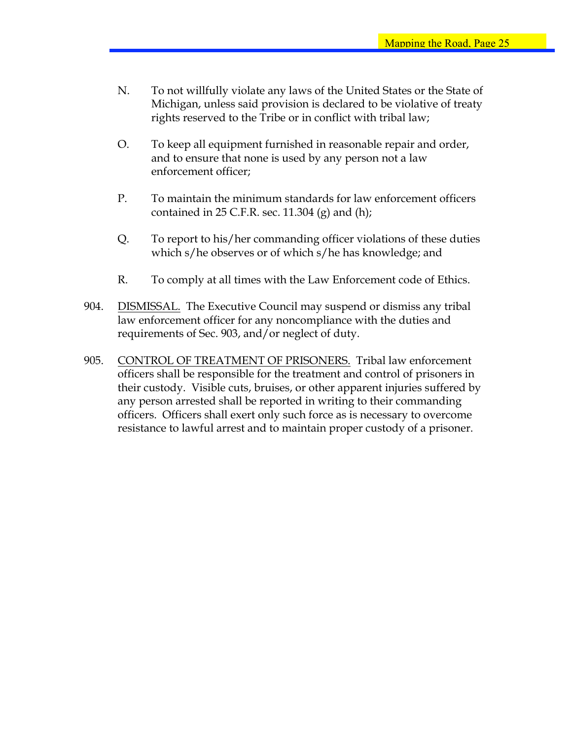N. To not willfully violate any laws of the United States or the State of Michigan, unless said provision is declared to be violative of treaty rights reserved to the Tribe or in conflict with tribal law;

O. To keep all equipment furnished in reasonable repair and order, and to ensure that none is used by any person not a law enforcement officer;

P. To maintain the minimum standards for law enforcement officers contained in 25 C.F.R. sec. 11.304 (g) and (h);

Q. To report to his/her commanding officer violations of these duties which s/he observes or of which s/he has knowledge; and

R. To comply at all times with the Law Enforcement code of Ethics.

904. DISMISSAL. The Executive Council may suspend or dismiss any tribal law enforcement officer for any noncompliance with the duties and requirements of Sec. 903, and/or neglect of duty.

905. CONTROL OF TREATMENT OF PRISONERS. Tribal law enforcement officers shall be responsible for the treatment and control of prisoners in their custody. Visible cuts, bruises, or other apparent injuries suffered by any person arrested shall be reported in writing to their commanding officers. Officers shall exert only such force as is necessary to overcome resistance to lawful arrest and to maintain proper custody of a prisoner.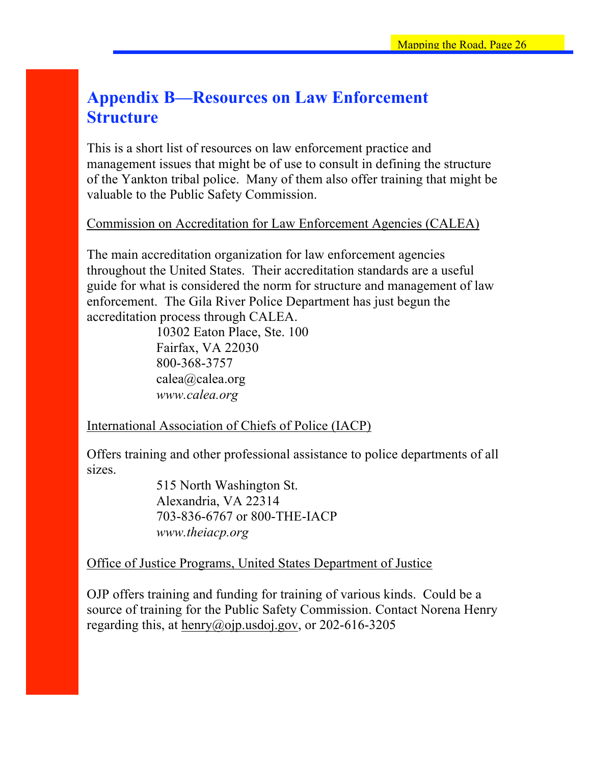# Appendix B—Resources on Law Enforcement Structure

This is a short list of resources on law enforcement practice and management issues that might be of use to consult in defining the structure of the Yankton tribal police. Many of them also offer training that might be valuable to the Public Safety Commission.

Commission on Accreditation for Law Enforcement Agencies (CALEA)

The main accreditation organization for law enforcement agencies throughout the United States. Their accreditation standards are a useful guide for what is considered the norm for structure and management of law enforcement. The Gila River Police Department has just begun the accreditation process through CALEA.

10302 Eaton Place, Ste. 100
Fairfax, VA 22030
800-368-3757
calea@calea.org
*www.calea.org*

International Association of Chiefs of Police (IACP)

Offers training and other professional assistance to police departments of all sizes.

515 North Washington St.
Alexandria, VA 22314
703-836-6767 or 800-THE-IACP
*www.theiacp.org*

Office of Justice Programs, United States Department of Justice

OJP offers training and funding for training of various kinds. Could be a source of training for the Public Safety Commission. Contact Norena Henry regarding this, at henry@ojp.usdoj.gov, or 202-616-3205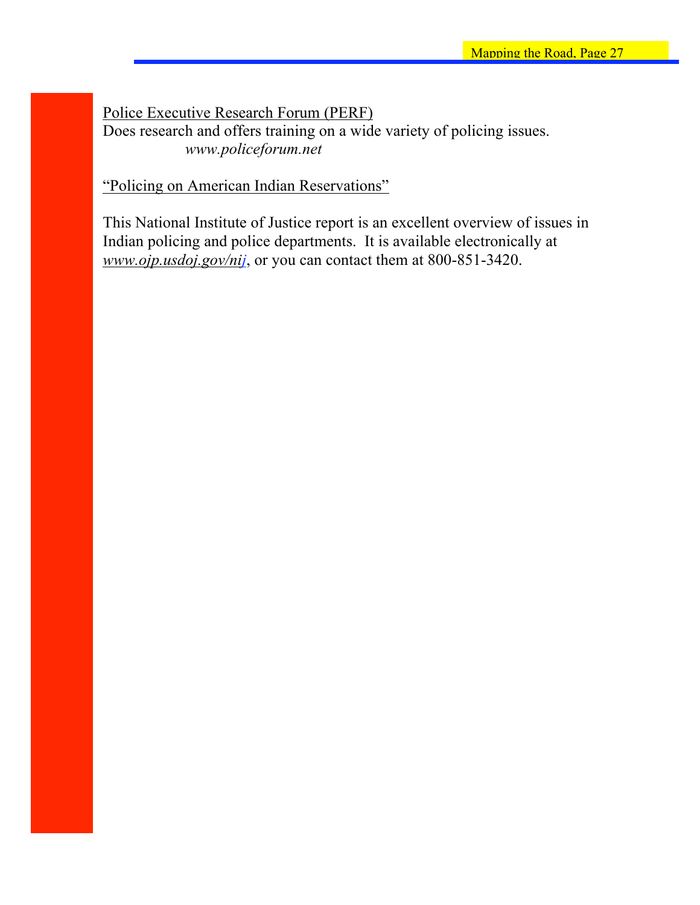Police Executive Research Forum (PERF)

Does research and offers training on a wide variety of policing issues.

*www.policeforum.net*

"Policing on American Indian Reservations"

This National Institute of Justice report is an excellent overview of issues in Indian policing and police departments. It is available electronically at *www.ojp.usdoj.gov/nij*, or you can contact them at 800-851-3420.